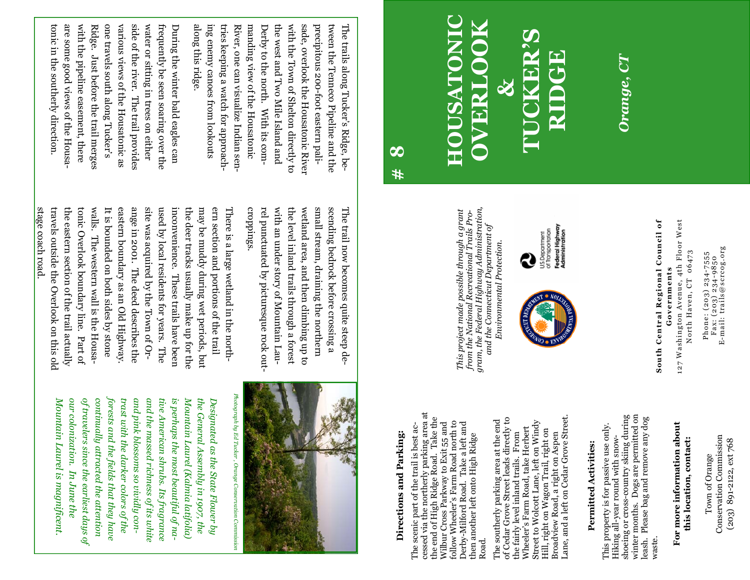# # 8

# HOUSATONIC OVERLOOK & TUCKER'S RIDGE

*Orange, CT*

The trails along Tucker's Ridge, between the Tenneco Pipeline and the precipitous 200-foot eastern palisade, overlook the Housatonic River with the Town of Shelton directly to the west and Two Mile Island and Derby to the north. With its commanding view of the Housatonic River, one can visualize Indian sentries keeping a watch for approaching enemy canoes from lookouts along this ridge.

During the winter bald eagles can frequently be seen soaring over the water or sitting in trees on either side of the river. The trail provides various views of the Housatonic as one travels south along Tucker's Ridge. Just before the trail merges with the pipeline easement, there are some good views of the Housatonic in the southerly direction.

The trail now becomes quite steep descending bedrock before crossing a small stream, draining the northern wetland area, and then climbing up to the level inland trails through a forest with an under story of Mountain Laurel punctuated by picturesque rock outcroppings.

There is a large wetland in the northern section and portions of the trail may be muddy during wet periods, but the deer tracks usually make up for the inconvenience. These trails have been used by local residents for years. The site was acquired by the Town of Orange in 2001. The deed describes the eastern boundary as an Old Highway. It is bounded on both sides by stone walls. The western wall is the Housatonic Overlook boundary line. Part of the eastern section of the trail actually travels outside the Overlook on this old stage coach road.

*Photograph by Ed Tucker, Orange Conservation Commission*

*Designated as the State Flower by the General Assembly in 1907, the Mountain Laurel (Kalmia latifolia) is perhaps the most beautiful of native American shrubs. Its fragrance and the massed richness of its white and pink blossoms so vividly contrast with the darker colors of the forests and the fields that they have continually attracted the attention of travelers since the earliest days of our colonization. In June the Mountain Laurel is magnificent.*

*This project made possible through a grant from the National Recreational Trails Program, the Federal Highway Administration, and the Connecticut Department of Environmental Protection.*

U.S. Department of Transportation
Federal Highway Administration

Connecticut Department of Environmental Protection

**South Central Regional Council of Governments**
127 Washington Avenue, 4th Floor West
North Haven, CT 06473

Phone: (203) 234-7555
Fax: (203) 234-9850
E-mail: trails@scrcog.org

## Directions and Parking:

The scenic part of the trail is best accessed via the northerly parking area at the end of High Ridge Road. Take the Wilbur Cross Parkway to Exit 55 and follow Wheeler's Farm Road north to Derby-Milford Road. Take a left and then another left onto High Ridge Road.

The southerly parking area at the end of Cedar Grove Street leads directly to the fairly level inland trails. From Wheeler's Farm Road, take Herbert Street to Wolcott Lane, left on Windy Hill, right on Wagon Trail, right on Broadview Road, a right on Aspen Lane, and a left on Cedar Grove Street.

## Permitted Activities:

This property is for passive use only. Hiking all-year round with snowshoeing or cross-country skiing during winter months. Dogs are permitted on leash. Please bag and remove any dog waste.

## For more information about this location, contact:

Town of Orange
Conservation Commission
(203) 891-2122, ext 768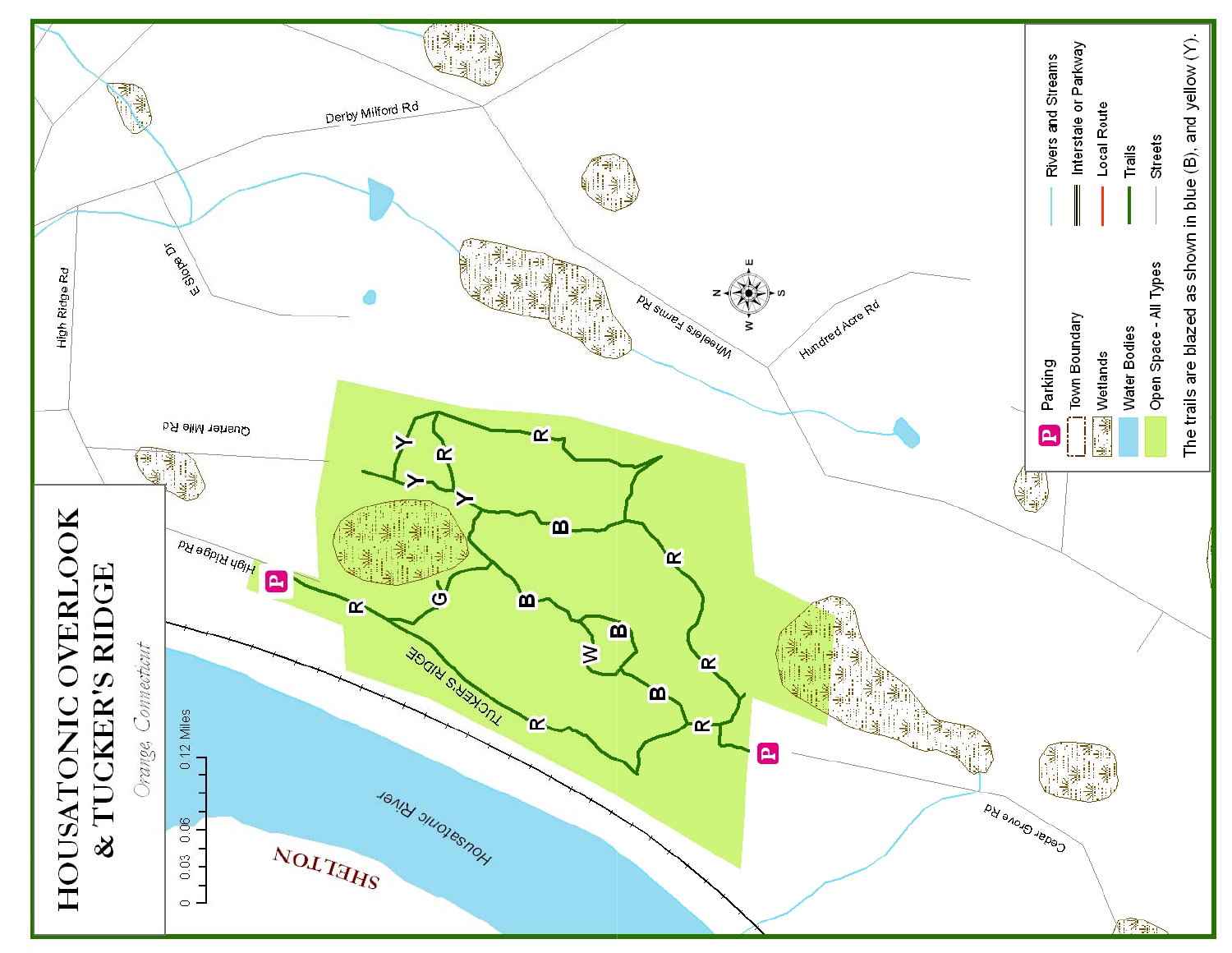# HOUSATONIC OVERLOOK & TUCKER'S RIDGE

*Orange, Connecticut*

0 0.03 0.06 0.12 Miles

- Parking
- Town Boundary
- Wetlands
- Water Bodies
- Open Space - All Types
- Rivers and Streams
- Interstate or Parkway
- Local Route
- Trails
- Streets

The trails are blazed as shown in blue (B), and yellow (Y).

Derby Milford Rd

High Ridge Rd

E Slope Dr

Wheelers Farms Rd

Hundred Acre Rd

Quarter Mile Rd

High Ridge Rd

TUCKER'S RIDGE

Housatonic River

SHELTON

Cedar Grove Rd